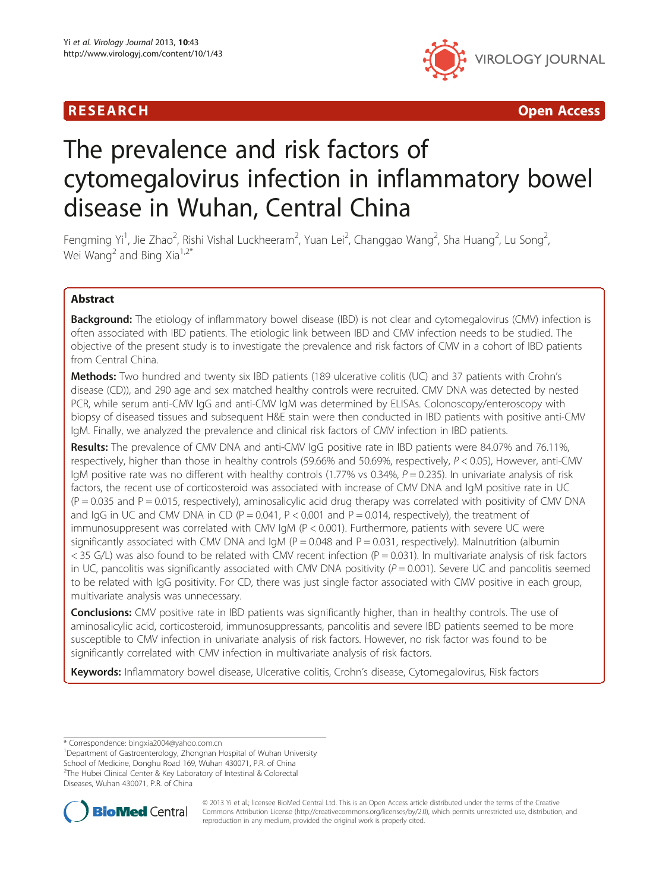RESEARCH Open Access

# The prevalence and risk factors of cytomegalovirus infection in inflammatory bowel disease in Wuhan, Central China

Fengming Yi[1], Jie Zhao[2], Rishi Vishal Luckheeram[2], Yuan Lei[2], Changgao Wang[2], Sha Huang[2], Lu Song[2], Wei Wang[2] and Bing Xia[1,2*]

## Abstract

**Background:** The etiology of inflammatory bowel disease (IBD) is not clear and cytomegalovirus (CMV) infection is often associated with IBD patients. The etiologic link between IBD and CMV infection needs to be studied. The objective of the present study is to investigate the prevalence and risk factors of CMV in a cohort of IBD patients from Central China.

**Methods:** Two hundred and twenty six IBD patients (189 ulcerative colitis (UC) and 37 patients with Crohn's disease (CD)), and 290 age and sex matched healthy controls were recruited. CMV DNA was detected by nested PCR, while serum anti-CMV IgG and anti-CMV IgM was determined by ELISAs. Colonoscopy/enteroscopy with biopsy of diseased tissues and subsequent H&E stain were then conducted in IBD patients with positive anti-CMV IgM. Finally, we analyzed the prevalence and clinical risk factors of CMV infection in IBD patients.

**Results:** The prevalence of CMV DNA and anti-CMV IgG positive rate in IBD patients were 84.07% and 76.11%, respectively, higher than those in healthy controls (59.66% and 50.69%, respectively, $P < 0.05$), However, anti-CMV IgM positive rate was no different with healthy controls (1.77% vs 0.34%, $P = 0.235$). In univariate analysis of risk factors, the recent use of corticosteroid was associated with increase of CMV DNA and IgM positive rate in UC ($P = 0.035$ and $P = 0.015$, respectively), aminosalicylic acid drug therapy was correlated with positivity of CMV DNA and IgG in UC and CMV DNA in CD ($P = 0.041$, $P < 0.001$ and $P = 0.014$, respectively), the treatment of immunosuppresent was correlated with CMV IgM ($P < 0.001$). Furthermore, patients with severe UC were significantly associated with CMV DNA and IgM ($P = 0.048$ and $P = 0.031$, respectively). Malnutrition (albumin < 35 G/L) was also found to be related with CMV recent infection ($P = 0.031$). In multivariate analysis of risk factors in UC, pancolitis was significantly associated with CMV DNA positivity ($P = 0.001$). Severe UC and pancolitis seemed to be related with IgG positivity. For CD, there was just single factor associated with CMV positive in each group, multivariate analysis was unnecessary.

**Conclusions:** CMV positive rate in IBD patients was significantly higher, than in healthy controls. The use of aminosalicylic acid, corticosteroid, immunosuppressants, pancolitis and severe IBD patients seemed to be more susceptible to CMV infection in univariate analysis of risk factors. However, no risk factor was found to be significantly correlated with CMV infection in multivariate analysis of risk factors.

**Keywords:** Inflammatory bowel disease, Ulcerative colitis, Crohn's disease, Cytomegalovirus, Risk factors

---

* Correspondence: bingxia2004@yahoo.com.cn
[1]Department of Gastroenterology, Zhongnan Hospital of Wuhan University School of Medicine, Donghu Road 169, Wuhan 430071, P.R. of China
[2]The Hubei Clinical Center & Key Laboratory of Intestinal & Colorectal Diseases, Wuhan 430071, P.R. of China

© 2013 Yi et al.; licensee BioMed Central Ltd. This is an Open Access article distributed under the terms of the Creative Commons Attribution License (http://creativecommons.org/licenses/by/2.0), which permits unrestricted use, distribution, and reproduction in any medium, provided the original work is properly cited.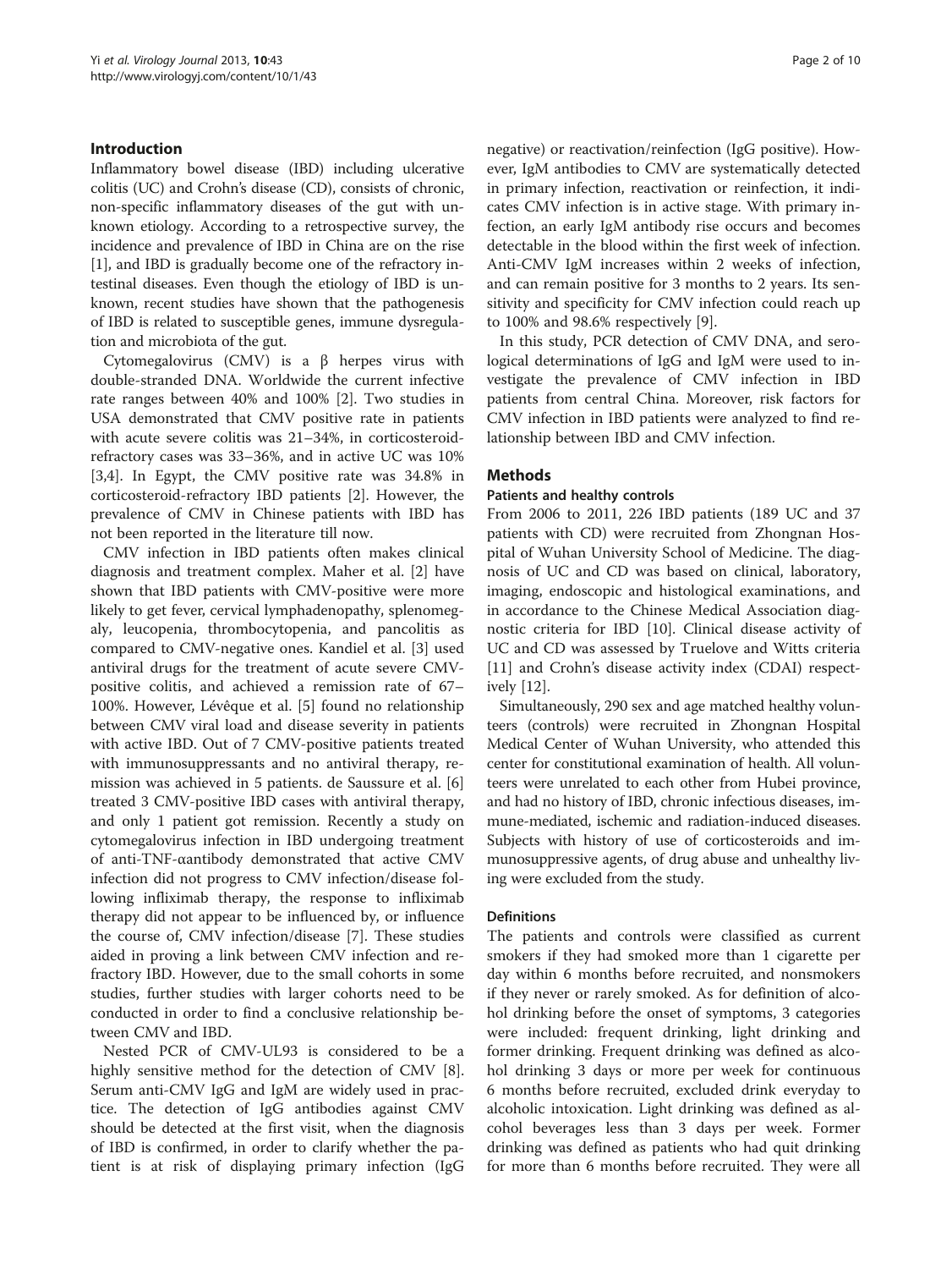## Introduction

Inflammatory bowel disease (IBD) including ulcerative colitis (UC) and Crohn's disease (CD), consists of chronic, non-specific inflammatory diseases of the gut with unknown etiology. According to a retrospective survey, the incidence and prevalence of IBD in China are on the rise [1], and IBD is gradually become one of the refractory intestinal diseases. Even though the etiology of IBD is unknown, recent studies have shown that the pathogenesis of IBD is related to susceptible genes, immune dysregulation and microbiota of the gut.

Cytomegalovirus (CMV) is a β herpes virus with double-stranded DNA. Worldwide the current infective rate ranges between 40% and 100% [2]. Two studies in USA demonstrated that CMV positive rate in patients with acute severe colitis was 21–34%, in corticosteroid-refractory cases was 33–36%, and in active UC was 10% [3,4]. In Egypt, the CMV positive rate was 34.8% in corticosteroid-refractory IBD patients [2]. However, the prevalence of CMV in Chinese patients with IBD has not been reported in the literature till now.

CMV infection in IBD patients often makes clinical diagnosis and treatment complex. Maher et al. [2] have shown that IBD patients with CMV-positive were more likely to get fever, cervical lymphadenopathy, splenomegaly, leucopenia, thrombocytopenia, and pancolitis as compared to CMV-negative ones. Kandiel et al. [3] used antiviral drugs for the treatment of acute severe CMV-positive colitis, and achieved a remission rate of 67–100%. However, Lévêque et al. [5] found no relationship between CMV viral load and disease severity in patients with active IBD. Out of 7 CMV-positive patients treated with immunosuppressants and no antiviral therapy, remission was achieved in 5 patients. de Saussure et al. [6] treated 3 CMV-positive IBD cases with antiviral therapy, and only 1 patient got remission. Recently a study on cytomegalovirus infection in IBD undergoing treatment of anti-TNF-αantibody demonstrated that active CMV infection did not progress to CMV infection/disease following infliximab therapy, the response to infliximab therapy did not appear to be influenced by, or influence the course of, CMV infection/disease [7]. These studies aided in proving a link between CMV infection and refractory IBD. However, due to the small cohorts in some studies, further studies with larger cohorts need to be conducted in order to find a conclusive relationship between CMV and IBD.

Nested PCR of CMV-UL93 is considered to be a highly sensitive method for the detection of CMV [8]. Serum anti-CMV IgG and IgM are widely used in practice. The detection of IgG antibodies against CMV should be detected at the first visit, when the diagnosis of IBD is confirmed, in order to clarify whether the patient is at risk of displaying primary infection (IgG negative) or reactivation/reinfection (IgG positive). However, IgM antibodies to CMV are systematically detected in primary infection, reactivation or reinfection, it indicates CMV infection is in active stage. With primary infection, an early IgM antibody rise occurs and becomes detectable in the blood within the first week of infection. Anti-CMV IgM increases within 2 weeks of infection, and can remain positive for 3 months to 2 years. Its sensitivity and specificity for CMV infection could reach up to 100% and 98.6% respectively [9].

In this study, PCR detection of CMV DNA, and serological determinations of IgG and IgM were used to investigate the prevalence of CMV infection in IBD patients from central China. Moreover, risk factors for CMV infection in IBD patients were analyzed to find relationship between IBD and CMV infection.

## Methods

### Patients and healthy controls

From 2006 to 2011, 226 IBD patients (189 UC and 37 patients with CD) were recruited from Zhongnan Hospital of Wuhan University School of Medicine. The diagnosis of UC and CD was based on clinical, laboratory, imaging, endoscopic and histological examinations, and in accordance to the Chinese Medical Association diagnostic criteria for IBD [10]. Clinical disease activity of UC and CD was assessed by Truelove and Witts criteria [11] and Crohn's disease activity index (CDAI) respectively [12].

Simultaneously, 290 sex and age matched healthy volunteers (controls) were recruited in Zhongnan Hospital Medical Center of Wuhan University, who attended this center for constitutional examination of health. All volunteers were unrelated to each other from Hubei province, and had no history of IBD, chronic infectious diseases, immune-mediated, ischemic and radiation-induced diseases. Subjects with history of use of corticosteroids and immunosuppressive agents, of drug abuse and unhealthy living were excluded from the study.

### Definitions

The patients and controls were classified as current smokers if they had smoked more than 1 cigarette per day within 6 months before recruited, and nonsmokers if they never or rarely smoked. As for definition of alcohol drinking before the onset of symptoms, 3 categories were included: frequent drinking, light drinking and former drinking. Frequent drinking was defined as alcohol drinking 3 days or more per week for continuous 6 months before recruited, excluded drink everyday to alcoholic intoxication. Light drinking was defined as alcohol beverages less than 3 days per week. Former drinking was defined as patients who had quit drinking for more than 6 months before recruited. They were all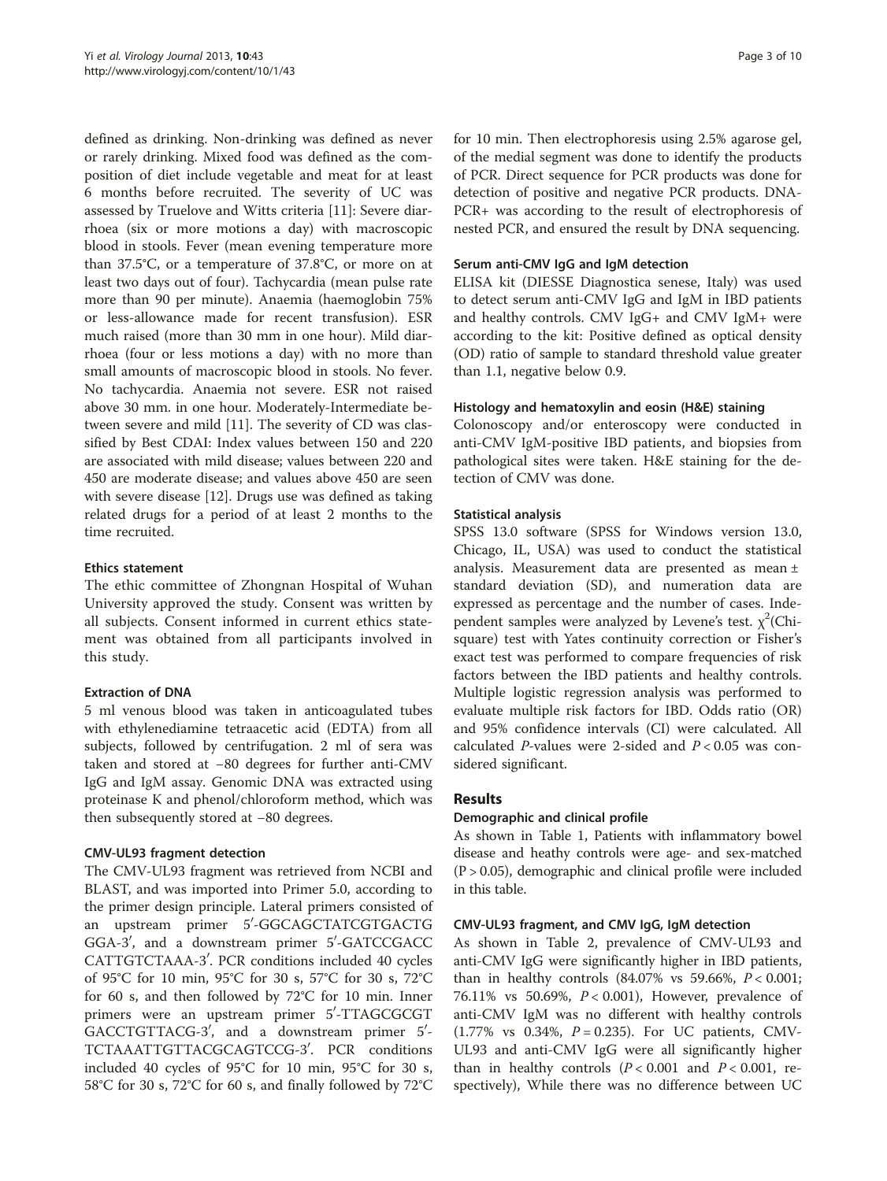defined as drinking. Non-drinking was defined as never or rarely drinking. Mixed food was defined as the composition of diet include vegetable and meat for at least 6 months before recruited. The severity of UC was assessed by Truelove and Witts criteria [11]: Severe diarrhoea (six or more motions a day) with macroscopic blood in stools. Fever (mean evening temperature more than 37.5°C, or a temperature of 37.8°C, or more on at least two days out of four). Tachycardia (mean pulse rate more than 90 per minute). Anaemia (haemoglobin 75% or less-allowance made for recent transfusion). ESR much raised (more than 30 mm in one hour). Mild diarrhoea (four or less motions a day) with no more than small amounts of macroscopic blood in stools. No fever. No tachycardia. Anaemia not severe. ESR not raised above 30 mm. in one hour. Moderately-Intermediate between severe and mild [11]. The severity of CD was classified by Best CDAI: Index values between 150 and 220 are associated with mild disease; values between 220 and 450 are moderate disease; and values above 450 are seen with severe disease [12]. Drugs use was defined as taking related drugs for a period of at least 2 months to the time recruited.

#### Ethics statement

The ethic committee of Zhongnan Hospital of Wuhan University approved the study. Consent was written by all subjects. Consent informed in current ethics statement was obtained from all participants involved in this study.

#### Extraction of DNA

5 ml venous blood was taken in anticoagulated tubes with ethylenediamine tetraacetic acid (EDTA) from all subjects, followed by centrifugation. 2 ml of sera was taken and stored at −80 degrees for further anti-CMV IgG and IgM assay. Genomic DNA was extracted using proteinase K and phenol/chloroform method, which was then subsequently stored at −80 degrees.

#### CMV-UL93 fragment detection

The CMV-UL93 fragment was retrieved from NCBI and BLAST, and was imported into Primer 5.0, according to the primer design principle. Lateral primers consisted of an upstream primer 5′-GGCAGCTATCGTGACTGGGA-3′, and a downstream primer 5′-GATCCGACCCATTGTCTAAA-3′. PCR conditions included 40 cycles of 95°C for 10 min, 95°C for 30 s, 57°C for 30 s, 72°C for 60 s, and then followed by 72°C for 10 min. Inner primers were an upstream primer 5′-TTAGCGCGTGACCTGTTACG-3′, and a downstream primer 5′-TCTAAATTGTTACGCAGTCCG-3′. PCR conditions included 40 cycles of 95°C for 10 min, 95°C for 30 s, 58°C for 30 s, 72°C for 60 s, and finally followed by 72°C for 10 min. Then electrophoresis using 2.5% agarose gel, of the medial segment was done to identify the products of PCR. Direct sequence for PCR products was done for detection of positive and negative PCR products. DNA-PCR+ was according to the result of electrophoresis of nested PCR, and ensured the result by DNA sequencing.

#### Serum anti-CMV IgG and IgM detection

ELISA kit (DIESSE Diagnostica senese, Italy) was used to detect serum anti-CMV IgG and IgM in IBD patients and healthy controls. CMV IgG+ and CMV IgM+ were according to the kit: Positive defined as optical density (OD) ratio of sample to standard threshold value greater than 1.1, negative below 0.9.

#### Histology and hematoxylin and eosin (H&E) staining

Colonoscopy and/or enteroscopy were conducted in anti-CMV IgM-positive IBD patients, and biopsies from pathological sites were taken. H&E staining for the detection of CMV was done.

#### Statistical analysis

SPSS 13.0 software (SPSS for Windows version 13.0, Chicago, IL, USA) was used to conduct the statistical analysis. Measurement data are presented as mean ± standard deviation (SD), and numeration data are expressed as percentage and the number of cases. Independent samples were analyzed by Levene's test. $\chi^2$(Chi-square) test with Yates continuity correction or Fisher's exact test was performed to compare frequencies of risk factors between the IBD patients and healthy controls. Multiple logistic regression analysis was performed to evaluate multiple risk factors for IBD. Odds ratio (OR) and 95% confidence intervals (CI) were calculated. All calculated *P*-values were 2-sided and $P < 0.05$ was considered significant.

## Results

#### Demographic and clinical profile

As shown in Table 1, Patients with inflammatory bowel disease and heathy controls were age- and sex-matched ($P > 0.05$), demographic and clinical profile were included in this table.

#### CMV-UL93 fragment, and CMV IgG, IgM detection

As shown in Table 2, prevalence of CMV-UL93 and anti-CMV IgG were significantly higher in IBD patients, than in healthy controls (84.07% vs 59.66%, $P < 0.001$; 76.11% vs 50.69%, $P < 0.001$), However, prevalence of anti-CMV IgM was no different with healthy controls (1.77% vs 0.34%, $P = 0.235$). For UC patients, CMV-UL93 and anti-CMV IgG were all significantly higher than in healthy controls ($P < 0.001$ and $P < 0.001$, respectively), While there was no difference between UC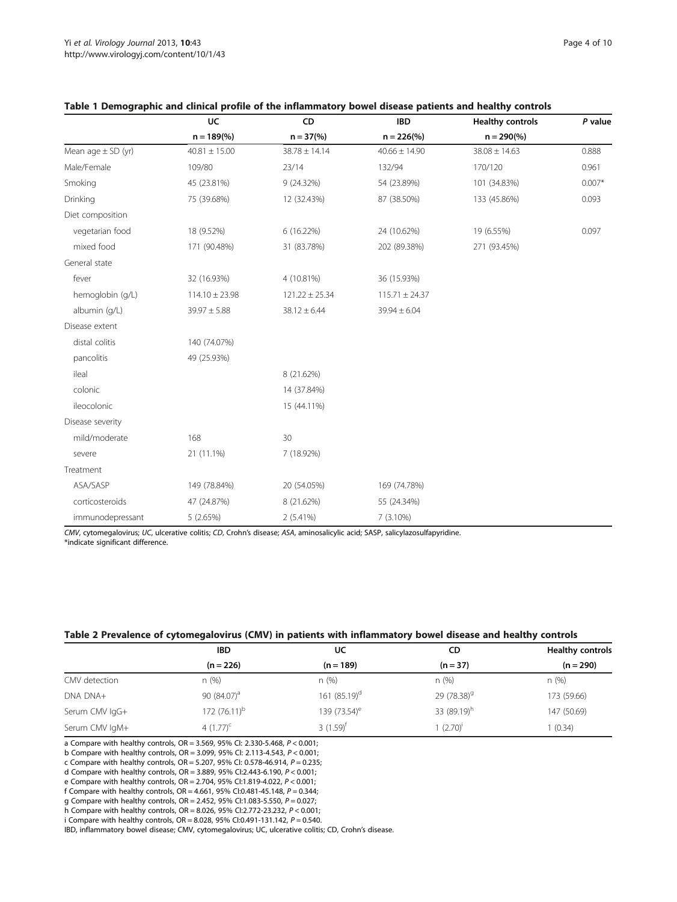**Table 1 Demographic and clinical profile of the inflammatory bowel disease patients and healthy controls**

| | UC | CD | IBD | Healthy controls | P value |
|---|---|---|---|---|---|
| | n = 189(%) | n = 37(%) | n = 226(%) | n = 290(%) | |
| Mean age ± SD (yr) | 40.81 ± 15.00 | 38.78 ± 14.14 | 40.66 ± 14.90 | 38.08 ± 14.63 | 0.888 |
| Male/Female | 109/80 | 23/14 | 132/94 | 170/120 | 0.961 |
| Smoking | 45 (23.81%) | 9 (24.32%) | 54 (23.89%) | 101 (34.83%) | 0.007* |
| Drinking | 75 (39.68%) | 12 (32.43%) | 87 (38.50%) | 133 (45.86%) | 0.093 |
| Diet composition | | | | | |
| vegetarian food | 18 (9.52%) | 6 (16.22%) | 24 (10.62%) | 19 (6.55%) | 0.097 |
| mixed food | 171 (90.48%) | 31 (83.78%) | 202 (89.38%) | 271 (93.45%) | |
| General state | | | | | |
| fever | 32 (16.93%) | 4 (10.81%) | 36 (15.93%) | | |
| hemoglobin (g/L) | 114.10 ± 23.98 | 121.22 ± 25.34 | 115.71 ± 24.37 | | |
| albumin (g/L) | 39.97 ± 5.88 | 38.12 ± 6.44 | 39.94 ± 6.04 | | |
| Disease extent | | | | | |
| distal colitis | 140 (74.07%) | | | | |
| pancolitis | 49 (25.93%) | | | | |
| ileal | | 8 (21.62%) | | | |
| colonic | | 14 (37.84%) | | | |
| ileocolonic | | 15 (44.11%) | | | |
| Disease severity | | | | | |
| mild/moderate | 168 | 30 | | | |
| severe | 21 (11.1%) | 7 (18.92%) | | | |
| Treatment | | | | | |
| ASA/SASP | 149 (78.84%) | 20 (54.05%) | 169 (74.78%) | | |
| corticosteroids | 47 (24.87%) | 8 (21.62%) | 55 (24.34%) | | |
| immunodepressant | 5 (2.65%) | 2 (5.41%) | 7 (3.10%) | | |

*CMV*, cytomegalovirus; *UC*, ulcerative colitis; *CD*, Crohn's disease; *ASA*, aminosalicylic acid; SASP, salicylazosulfapyridine.
*indicate significant difference.

**Table 2 Prevalence of cytomegalovirus (CMV) in patients with inflammatory bowel disease and healthy controls**

| | IBD | UC | CD | Healthy controls |
|---|---|---|---|---|
| | (n = 226) | (n = 189) | (n = 37) | (n = 290) |
| CMV detection | n (%) | n (%) | n (%) | n (%) |
| DNA DNA+ | 90 (84.07)[a] | 161 (85.19)[d] | 29 (78.38)[g] | 173 (59.66) |
| Serum CMV IgG+ | 172 (76.11)[b] | 139 (73.54)[e] | 33 (89.19)[h] | 147 (50.69) |
| Serum CMV IgM+ | 4 (1.77)[c] | 3 (1.59)[f] | 1 (2.70)[i] | 1 (0.34) |

a Compare with healthy controls, OR = 3.569, 95% CI: 2.330-5.468, $P < 0.001$;
b Compare with healthy controls, OR = 3.099, 95% CI: 2.113-4.543, $P < 0.001$;
c Compare with healthy controls, OR = 5.207, 95% CI: 0.578-46.914, $P = 0.235$;
d Compare with healthy controls, OR = 3.889, 95% CI:2.443-6.190, $P < 0.001$;
e Compare with healthy controls, OR = 2.704, 95% CI:1.819-4.022, $P < 0.001$;
f Compare with healthy controls, OR = 4.661, 95% CI:0.481-45.148, $P = 0.344$;
g Compare with healthy controls, OR = 2.452, 95% CI:1.083-5.550, $P = 0.027$;
h Compare with healthy controls, OR = 8.026, 95% CI:2.772-23.232, $P < 0.001$;
i Compare with healthy controls, OR = 8.028, 95% CI:0.491-131.142, $P = 0.540$.
IBD, inflammatory bowel disease; CMV, cytomegalovirus; UC, ulcerative colitis; CD, Crohn's disease.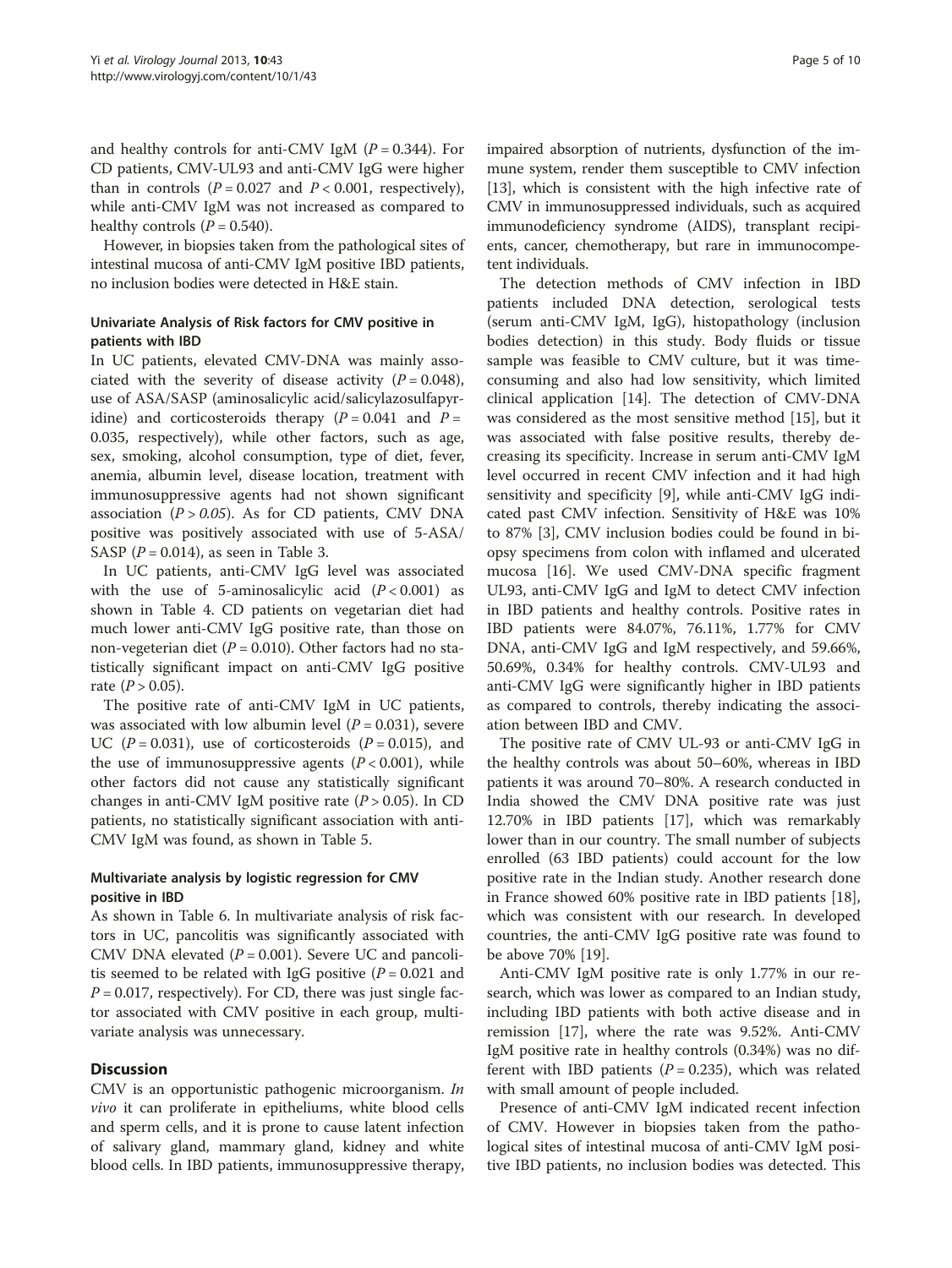and healthy controls for anti-CMV IgM ($P = 0.344$). For CD patients, CMV-UL93 and anti-CMV IgG were higher than in controls ($P = 0.027$ and $P < 0.001$, respectively), while anti-CMV IgM was not increased as compared to healthy controls ($P = 0.540$).

However, in biopsies taken from the pathological sites of intestinal mucosa of anti-CMV IgM positive IBD patients, no inclusion bodies were detected in H&E stain.

### Univariate Analysis of Risk factors for CMV positive in patients with IBD

In UC patients, elevated CMV-DNA was mainly associated with the severity of disease activity ($P = 0.048$), use of ASA/SASP (aminosalicylic acid/salicylazosulfapyridine) and corticosteroids therapy ($P = 0.041$ and $P = 0.035$, respectively), while other factors, such as age, sex, smoking, alcohol consumption, type of diet, fever, anemia, albumin level, disease location, treatment with immunosuppressive agents had not shown significant association ($P > 0.05$). As for CD patients, CMV DNA positive was positively associated with use of 5-ASA/SASP ($P = 0.014$), as seen in Table 3.

In UC patients, anti-CMV IgG level was associated with the use of 5-aminosalicylic acid ($P < 0.001$) as shown in Table 4. CD patients on vegetarian diet had much lower anti-CMV IgG positive rate, than those on non-vegeterian diet ($P = 0.010$). Other factors had no statistically significant impact on anti-CMV IgG positive rate ($P > 0.05$).

The positive rate of anti-CMV IgM in UC patients, was associated with low albumin level ($P = 0.031$), severe UC ($P = 0.031$), use of corticosteroids ($P = 0.015$), and the use of immunosuppressive agents ($P < 0.001$), while other factors did not cause any statistically significant changes in anti-CMV IgM positive rate ($P > 0.05$). In CD patients, no statistically significant association with anti-CMV IgM was found, as shown in Table 5.

### Multivariate analysis by logistic regression for CMV positive in IBD

As shown in Table 6. In multivariate analysis of risk factors in UC, pancolitis was significantly associated with CMV DNA elevated ($P = 0.001$). Severe UC and pancolitis seemed to be related with IgG positive ($P = 0.021$ and $P = 0.017$, respectively). For CD, there was just single factor associated with CMV positive in each group, multivariate analysis was unnecessary.

## Discussion

CMV is an opportunistic pathogenic microorganism. *In vivo* it can proliferate in epitheliums, white blood cells and sperm cells, and it is prone to cause latent infection of salivary gland, mammary gland, kidney and white blood cells. In IBD patients, immunosuppressive therapy, impaired absorption of nutrients, dysfunction of the immune system, render them susceptible to CMV infection [13], which is consistent with the high infective rate of CMV in immunosuppressed individuals, such as acquired immunodeficiency syndrome (AIDS), transplant recipients, cancer, chemotherapy, but rare in immunocompetent individuals.

The detection methods of CMV infection in IBD patients included DNA detection, serological tests (serum anti-CMV IgM, IgG), histopathology (inclusion bodies detection) in this study. Body fluids or tissue sample was feasible to CMV culture, but it was time-consuming and also had low sensitivity, which limited clinical application [14]. The detection of CMV-DNA was considered as the most sensitive method [15], but it was associated with false positive results, thereby decreasing its specificity. Increase in serum anti-CMV IgM level occurred in recent CMV infection and it had high sensitivity and specificity [9], while anti-CMV IgG indicated past CMV infection. Sensitivity of H&E was 10% to 87% [3], CMV inclusion bodies could be found in biopsy specimens from colon with inflamed and ulcerated mucosa [16]. We used CMV-DNA specific fragment UL93, anti-CMV IgG and IgM to detect CMV infection in IBD patients and healthy controls. Positive rates in IBD patients were 84.07%, 76.11%, 1.77% for CMV DNA, anti-CMV IgG and IgM respectively, and 59.66%, 50.69%, 0.34% for healthy controls. CMV-UL93 and anti-CMV IgG were significantly higher in IBD patients as compared to controls, thereby indicating the association between IBD and CMV.

The positive rate of CMV UL-93 or anti-CMV IgG in the healthy controls was about 50–60%, whereas in IBD patients it was around 70–80%. A research conducted in India showed the CMV DNA positive rate was just 12.70% in IBD patients [17], which was remarkably lower than in our country. The small number of subjects enrolled (63 IBD patients) could account for the low positive rate in the Indian study. Another research done in France showed 60% positive rate in IBD patients [18], which was consistent with our research. In developed countries, the anti-CMV IgG positive rate was found to be above 70% [19].

Anti-CMV IgM positive rate is only 1.77% in our research, which was lower as compared to an Indian study, including IBD patients with both active disease and in remission [17], where the rate was 9.52%. Anti-CMV IgM positive rate in healthy controls (0.34%) was no different with IBD patients ($P = 0.235$), which was related with small amount of people included.

Presence of anti-CMV IgM indicated recent infection of CMV. However in biopsies taken from the pathological sites of intestinal mucosa of anti-CMV IgM positive IBD patients, no inclusion bodies was detected. This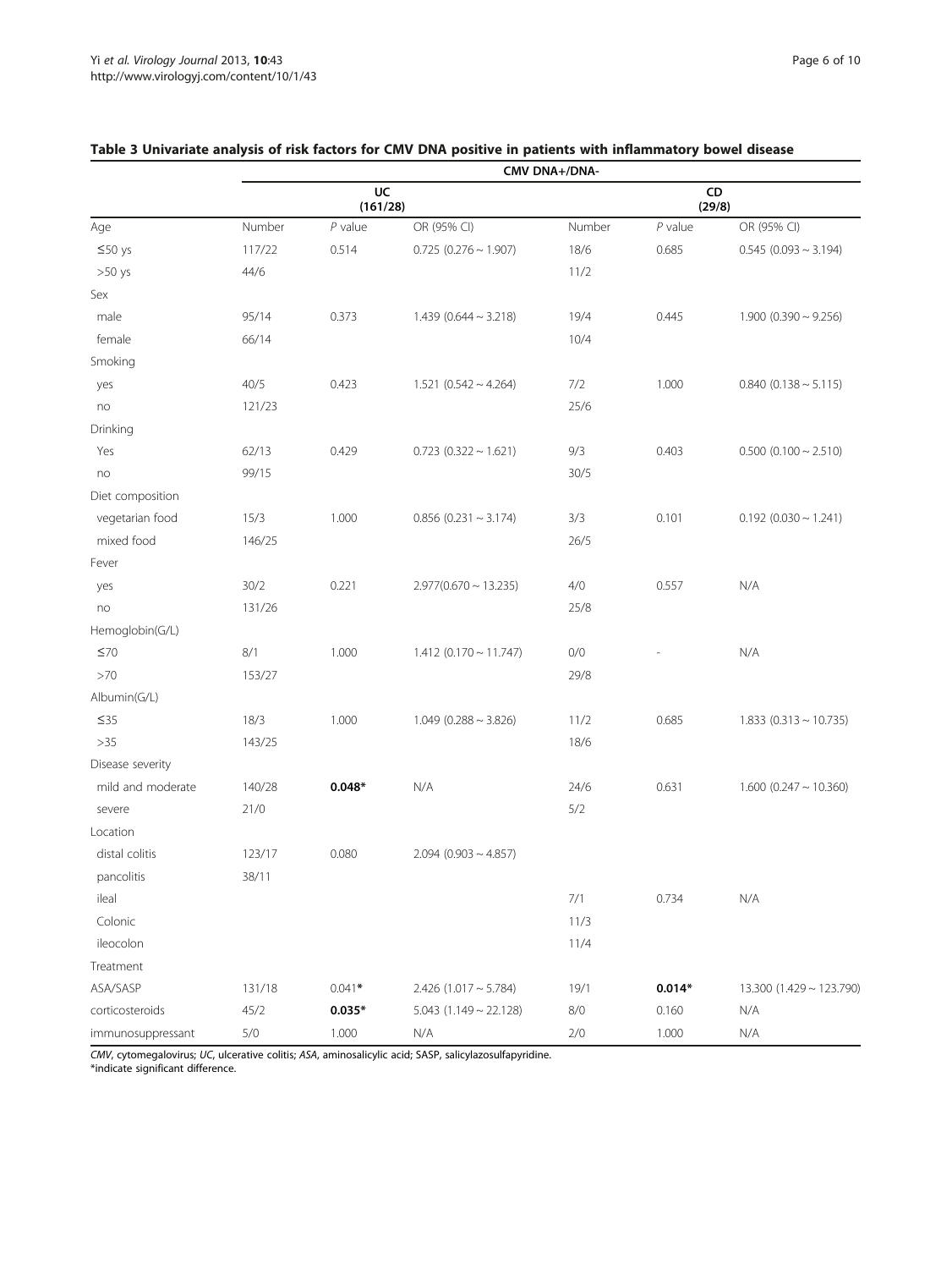**Table 3 Univariate analysis of risk factors for CMV DNA positive in patients with inflammatory bowel disease**

| | CMV DNA+/DNA- | | | | | |
|---|---|---|---|---|---|---|
| | UC (161/28) | | | CD (29/8) | | |
| Age | Number | *P* value | OR (95% CI) | Number | *P* value | OR (95% CI) |
| ≤50 ys | 117/22 | 0.514 | 0.725 (0.276 ~ 1.907) | 18/6 | 0.685 | 0.545 (0.093 ~ 3.194) |
| >50 ys | 44/6 | | | 11/2 | | |
| Sex | | | | | | |
| male | 95/14 | 0.373 | 1.439 (0.644 ~ 3.218) | 19/4 | 0.445 | 1.900 (0.390 ~ 9.256) |
| female | 66/14 | | | 10/4 | | |
| Smoking | | | | | | |
| yes | 40/5 | 0.423 | 1.521 (0.542 ~ 4.264) | 7/2 | 1.000 | 0.840 (0.138 ~ 5.115) |
| no | 121/23 | | | 25/6 | | |
| Drinking | | | | | | |
| Yes | 62/13 | 0.429 | 0.723 (0.322 ~ 1.621) | 9/3 | 0.403 | 0.500 (0.100 ~ 2.510) |
| no | 99/15 | | | 30/5 | | |
| Diet composition | | | | | | |
| vegetarian food | 15/3 | 1.000 | 0.856 (0.231 ~ 3.174) | 3/3 | 0.101 | 0.192 (0.030 ~ 1.241) |
| mixed food | 146/25 | | | 26/5 | | |
| Fever | | | | | | |
| yes | 30/2 | 0.221 | 2.977(0.670 ~ 13.235) | 4/0 | 0.557 | N/A |
| no | 131/26 | | | 25/8 | | |
| Hemoglobin(G/L) | | | | | | |
| ≤70 | 8/1 | 1.000 | 1.412 (0.170 ~ 11.747) | 0/0 | - | N/A |
| >70 | 153/27 | | | 29/8 | | |
| Albumin(G/L) | | | | | | |
| ≤35 | 18/3 | 1.000 | 1.049 (0.288 ~ 3.826) | 11/2 | 0.685 | 1.833 (0.313 ~ 10.735) |
| >35 | 143/25 | | | 18/6 | | |
| Disease severity | | | | | | |
| mild and moderate | 140/28 | **0.048*** | N/A | 24/6 | 0.631 | 1.600 (0.247 ~ 10.360) |
| severe | 21/0 | | | 5/2 | | |
| Location | | | | | | |
| distal colitis | 123/17 | 0.080 | 2.094 (0.903 ~ 4.857) | | | |
| pancolitis | 38/11 | | | | | |
| ileal | | | | 7/1 | 0.734 | N/A |
| Colonic | | | | 11/3 | | |
| ileocolon | | | | 11/4 | | |
| Treatment | | | | | | |
| ASA/SASP | 131/18 | 0.041* | 2.426 (1.017 ~ 5.784) | 19/1 | **0.014*** | 13.300 (1.429 ~ 123.790) |
| corticosteroids | 45/2 | **0.035*** | 5.043 (1.149 ~ 22.128) | 8/0 | 0.160 | N/A |
| immunosuppressant | 5/0 | 1.000 | N/A | 2/0 | 1.000 | N/A |

*CMV*, cytomegalovirus; *UC*, ulcerative colitis; *ASA*, aminosalicylic acid; SASP, salicylazosulfapyridine.
*indicate significant difference.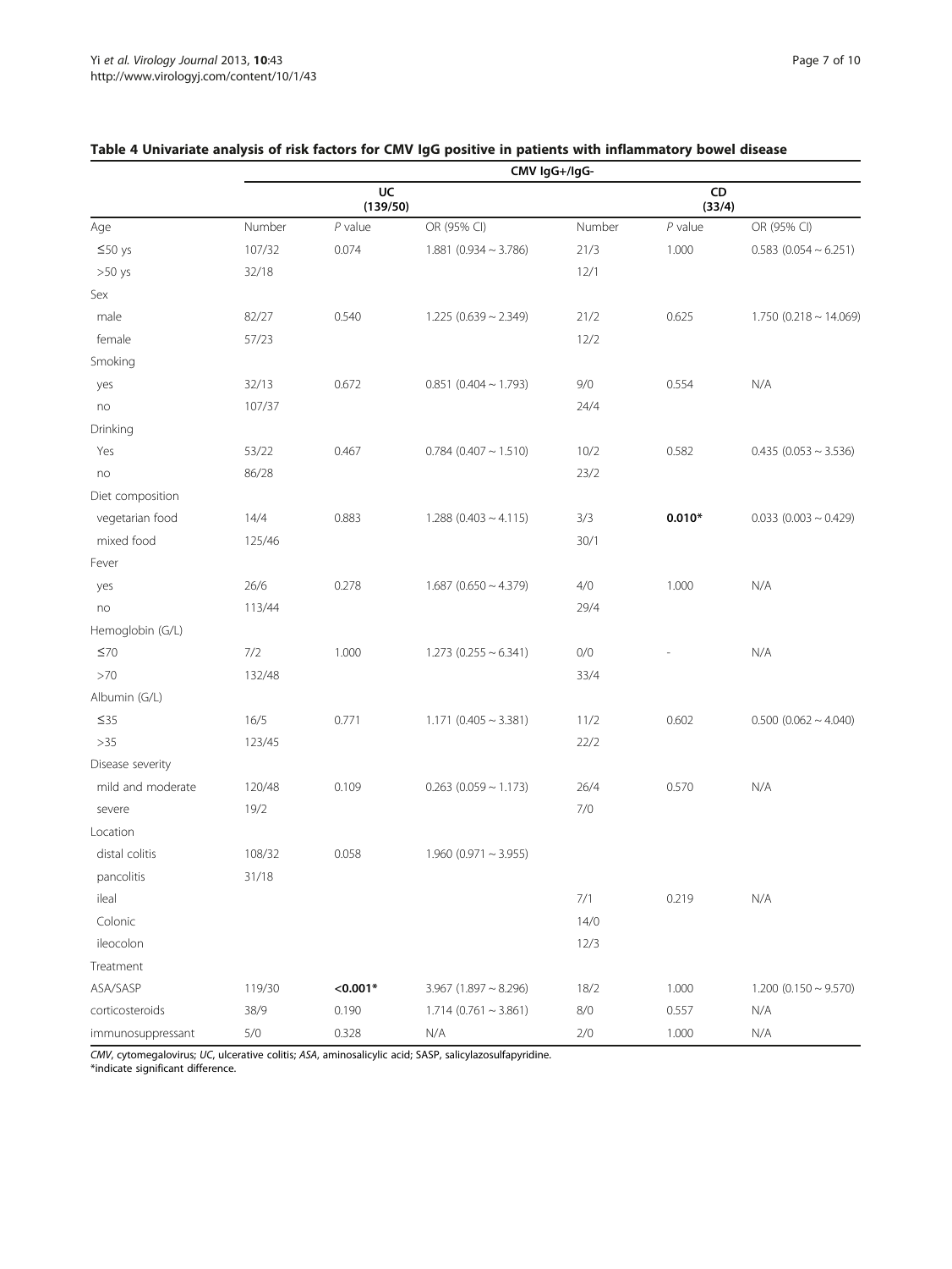**Table 4 Univariate analysis of risk factors for CMV IgG positive in patients with inflammatory bowel disease**

| | CMV IgG+/IgG- | | | | | |
|---|---|---|---|---|---|---|
| | UC (139/50) | | | CD (33/4) | | |
| Age | Number | *P* value | OR (95% CI) | Number | *P* value | OR (95% CI) |
| ≤50 ys | 107/32 | 0.074 | 1.881 (0.934 ~ 3.786) | 21/3 | 1.000 | 0.583 (0.054 ~ 6.251) |
| >50 ys | 32/18 | | | 12/1 | | |
| Sex | | | | | | |
| male | 82/27 | 0.540 | 1.225 (0.639 ~ 2.349) | 21/2 | 0.625 | 1.750 (0.218 ~ 14.069) |
| female | 57/23 | | | 12/2 | | |
| Smoking | | | | | | |
| yes | 32/13 | 0.672 | 0.851 (0.404 ~ 1.793) | 9/0 | 0.554 | N/A |
| no | 107/37 | | | 24/4 | | |
| Drinking | | | | | | |
| Yes | 53/22 | 0.467 | 0.784 (0.407 ~ 1.510) | 10/2 | 0.582 | 0.435 (0.053 ~ 3.536) |
| no | 86/28 | | | 23/2 | | |
| Diet composition | | | | | | |
| vegetarian food | 14/4 | 0.883 | 1.288 (0.403 ~ 4.115) | 3/3 | **0.010*** | 0.033 (0.003 ~ 0.429) |
| mixed food | 125/46 | | | 30/1 | | |
| Fever | | | | | | |
| yes | 26/6 | 0.278 | 1.687 (0.650 ~ 4.379) | 4/0 | 1.000 | N/A |
| no | 113/44 | | | 29/4 | | |
| Hemoglobin (G/L) | | | | | | |
| ≤70 | 7/2 | 1.000 | 1.273 (0.255 ~ 6.341) | 0/0 | - | N/A |
| >70 | 132/48 | | | 33/4 | | |
| Albumin (G/L) | | | | | | |
| ≤35 | 16/5 | 0.771 | 1.171 (0.405 ~ 3.381) | 11/2 | 0.602 | 0.500 (0.062 ~ 4.040) |
| >35 | 123/45 | | | 22/2 | | |
| Disease severity | | | | | | |
| mild and moderate | 120/48 | 0.109 | 0.263 (0.059 ~ 1.173) | 26/4 | 0.570 | N/A |
| severe | 19/2 | | | 7/0 | | |
| Location | | | | | | |
| distal colitis | 108/32 | 0.058 | 1.960 (0.971 ~ 3.955) | | | |
| pancolitis | 31/18 | | | | | |
| ileal | | | | 7/1 | 0.219 | N/A |
| Colonic | | | | 14/0 | | |
| ileocolon | | | | 12/3 | | |
| Treatment | | | | | | |
| ASA/SASP | 119/30 | **<0.001*** | 3.967 (1.897 ~ 8.296) | 18/2 | 1.000 | 1.200 (0.150 ~ 9.570) |
| corticosteroids | 38/9 | 0.190 | 1.714 (0.761 ~ 3.861) | 8/0 | 0.557 | N/A |
| immunosuppressant | 5/0 | 0.328 | N/A | 2/0 | 1.000 | N/A |

*CMV*, cytomegalovirus; *UC*, ulcerative colitis; *ASA*, aminosalicylic acid; SASP, salicylazosulfapyridine.
*indicate significant difference.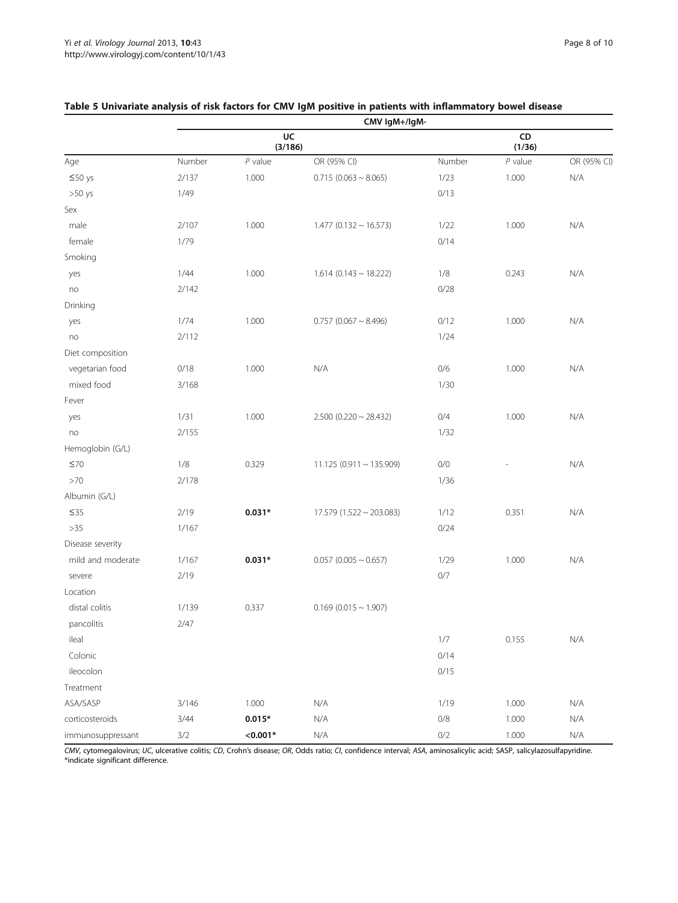**Table 5 Univariate analysis of risk factors for CMV IgM positive in patients with inflammatory bowel disease**

| | CMV IgM+/IgM- | | | | | |
|---|---|---|---|---|---|---|
| | UC (3/186) | | | CD (1/36) | | |
| Age | Number | *P* value | OR (95% CI) | Number | *P* value | OR (95% CI) |
| ≤50 ys | 2/137 | 1.000 | 0.715 (0.063 ~ 8.065) | 1/23 | 1.000 | N/A |
| >50 ys | 1/49 | | | 0/13 | | |
| Sex | | | | | | |
| male | 2/107 | 1.000 | 1.477 (0.132 ~ 16.573) | 1/22 | 1.000 | N/A |
| female | 1/79 | | | 0/14 | | |
| Smoking | | | | | | |
| yes | 1/44 | 1.000 | 1.614 (0.143 ~ 18.222) | 1/8 | 0.243 | N/A |
| no | 2/142 | | | 0/28 | | |
| Drinking | | | | | | |
| yes | 1/74 | 1.000 | 0.757 (0.067 ~ 8.496) | 0/12 | 1.000 | N/A |
| no | 2/112 | | | 1/24 | | |
| Diet composition | | | | | | |
| vegetarian food | 0/18 | 1.000 | N/A | 0/6 | 1.000 | N/A |
| mixed food | 3/168 | | | 1/30 | | |
| Fever | | | | | | |
| yes | 1/31 | 1.000 | 2.500 (0.220 ~ 28.432) | 0/4 | 1.000 | N/A |
| no | 2/155 | | | 1/32 | | |
| Hemoglobin (G/L) | | | | | | |
| ≤70 | 1/8 | 0.329 | 11.125 (0.911 ~ 135.909) | 0/0 | - | N/A |
| >70 | 2/178 | | | 1/36 | | |
| Albumin (G/L) | | | | | | |
| ≤35 | 2/19 | **0.031*** | 17.579 (1.522 ~ 203.083) | 1/12 | 0.351 | N/A |
| >35 | 1/167 | | | 0/24 | | |
| Disease severity | | | | | | |
| mild and moderate | 1/167 | **0.031*** | 0.057 (0.005 ~ 0.657) | 1/29 | 1.000 | N/A |
| severe | 2/19 | | | 0/7 | | |
| Location | | | | | | |
| distal colitis | 1/139 | 0.337 | 0.169 (0.015 ~ 1.907) | | | |
| pancolitis | 2/47 | | | | | |
| ileal | | | | 1/7 | 0.155 | N/A |
| Colonic | | | | 0/14 | | |
| ileocolon | | | | 0/15 | | |
| Treatment | | | | | | |
| ASA/SASP | 3/146 | 1.000 | N/A | 1/19 | 1.000 | N/A |
| corticosteroids | 3/44 | **0.015*** | N/A | 0/8 | 1.000 | N/A |
| immunosuppressant | 3/2 | **<0.001*** | N/A | 0/2 | 1.000 | N/A |

*CMV*, cytomegalovirus; *UC*, ulcerative colitis; *CD*, Crohn's disease; *OR*, Odds ratio; *CI*, confidence interval; *ASA*, aminosalicylic acid; SASP, salicylazosulfapyridine.
*indicate significant difference.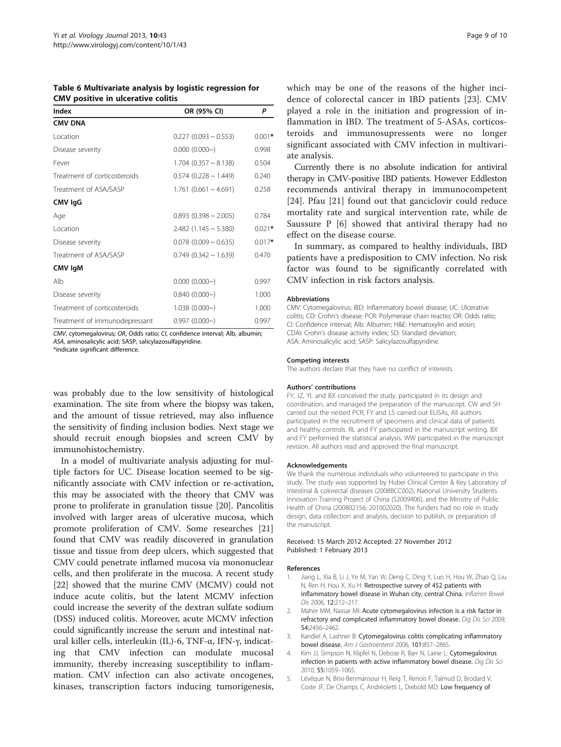**Table 6 Multivariate analysis by logistic regression for CMV positive in ulcerative colitis**

| Index | OR (95% CI) | P |
|---|---|---|
| **CMV DNA** | | |
| Location | 0.227 (0.093 ~ 0.553) | 0.001* |
| Disease severity | 0.000 (0.000~) | 0.998 |
| Fever | 1.704 (0.357 ~ 8.138) | 0.504 |
| Treatment of corticosteroids | 0.574 (0.228 ~ 1.449) | 0.240 |
| Treatment of ASA/SASP | 1.761 (0.661 ~ 4.691) | 0.258 |
| **CMV IgG** | | |
| Age | 0.893 (0.398 ~ 2.005) | 0.784 |
| Location | 2.482 (1.145 ~ 5.380) | 0.021* |
| Disease severity | 0.078 (0.009 ~ 0.635) | 0.017* |
| Treatment of ASA/SASP | 0.749 (0.342 ~ 1.639) | 0.470 |
| **CMV IgM** | | |
| Alb | 0.000 (0.000~) | 0.997 |
| Disease severity | 0.840 (0.000~) | 1.000 |
| Treatment of corticosteroids | 1.038 (0.000~) | 1.000 |
| Treatment of immunodepressant | 0.997 (0.000~) | 0.997 |

*CMV*, cytomegalovirus; *OR*, Odds ratio; *CI*, confidence interval; Alb, albumin; *ASA*, aminosalicylic acid; SASP, salicylazosulfapyridine.
*indicate significant difference.

was probably due to the low sensitivity of histological examination. The site from where the biopsy was taken, and the amount of tissue retrieved, may also influence the sensitivity of finding inclusion bodies. Next stage we should recruit enough biopsies and screen CMV by immunohistochemistry.

In a model of multivariate analysis adjusting for multiple factors for UC. Disease location seemed to be significantly associate with CMV infection or re-activation, this may be associated with the theory that CMV was prone to proliferate in granulation tissue [20]. Pancolitis involved with larger areas of ulcerative mucosa, which promote proliferation of CMV. Some researches [21] found that CMV was readily discovered in granulation tissue and tissue from deep ulcers, which suggested that CMV could penetrate inflamed mucosa via mononuclear cells, and then proliferate in the mucosa. A recent study [22] showed that the murine CMV (MCMV) could not induce acute colitis, but the latent MCMV infection could increase the severity of the dextran sulfate sodium (DSS) induced colitis. Moreover, acute MCMV infection could significantly increase the serum and intestinal natural killer cells, interleukin (IL)-6, TNF-α, IFN-γ, indicating that CMV infection can modulate mucosal immunity, thereby increasing susceptibility to inflammation. CMV infection can also activate oncogenes, kinases, transcription factors inducing tumorigenesis, which may be one of the reasons of the higher incidence of colorectal cancer in IBD patients [23]. CMV played a role in the initiation and progression of inflammation in IBD. The treatment of 5-ASAs, corticosteroids and immunosupressents were no longer significant associated with CMV infection in multivariate analysis.

Currently there is no absolute indication for antiviral therapy in CMV-positive IBD patients. However Eddleston recommends antiviral therapy in immunocompetent [24]. Pfau [21] found out that ganciclovir could reduce mortality rate and surgical intervention rate, while de Saussure P [6] showed that antiviral therapy had no effect on the disease course.

In summary, as compared to healthy individuals, IBD patients have a predisposition to CMV infection. No risk factor was found to be significantly correlated with CMV infection in risk factors analysis.

#### Abbreviations

CMV: Cytomegalovirus; IBD: Inflammatory bowel disease; UC: Ulcerative colitis; CD: Crohn's disease; PCR: Polymerase chain reactio; OR: Odds ratio; CI: Confidence interval; Alb: Albumin; H&E: Hematoxylin and eosin; CDAI: Crohn's disease activity index; SD: Standard deviation; ASA: Aminosalicylic acid; SASP: Salicylazosulfapyridine.

#### Competing interests

The authors declare that they have no conflict of interests.

#### Authors' contributions

FY, JZ, YL and BX conceived the study, participated in its design and coordination, and managed the preparation of the manuscript. CW and SH carried out the nested PCR, FY and LS carried out ELISAs, All authors participated in the recruitment of specimens and clinical data of patients and healthy controls. RL and FY participated in the manuscript writing. BX and FY performed the statistical analysis. WW participated in the manuscript revision. All authors read and approved the final manuscript.

#### Acknowledgements

We thank the numerous individuals who volunteered to participate in this study. The study was supported by Hubei Clinical Center & Key Laboratory of intestinal & colorectal diseases (2008BCC002), National University Students Innovation Training Project of China (S2009406), and the Ministry of Public Health of China (200802156, 201002020). The funders had no role in study design, data collection and analysis, decision to publish, or preparation of the manuscript.

Received: 15 March 2012 Accepted: 27 November 2012
Published: 1 February 2013

#### References

1. Jiang L, Xia B, Li J, Ye M, Yan W, Deng C, Ding Y, Luo H, Hou W, Zhao Q, Liu N, Ren H, Hou X, Xu H: **Retrospective survey of 452 patients with inflammatory bowel disease in Wuhan city, central China.** *Inflamm Bowel Dis* 2006, **12:**212–217.
2. Maher MM, Nassar MI: **Acute cytomegalovirus infection is a risk factor in refractory and complicated inflammatory bowel disease.** *Dig Dis Sci* 2009, **54:**2456–2462.
3. Kandiel A, Lashner B: **Cytomegalovirus colitis complicating inflammatory bowel disease.** *Am J Gastroenterol* 2006, **101:**857–2865.
4. Kim JJ, Simpson N, Klipfel N, Debose R, Barr N, Laine L: **Cytomegalovirus infection in patients with active inflammatory bowel disease.** *Dig Dis Sci* 2010, **55:**1059–1065.
5. Lévêque N, Brixi-Benmansour H, Reig T, Renois F, Talmud D, Brodard V, Coste JF, De Champs C, Andréoletti L, Diebold MD: **Low frequency of**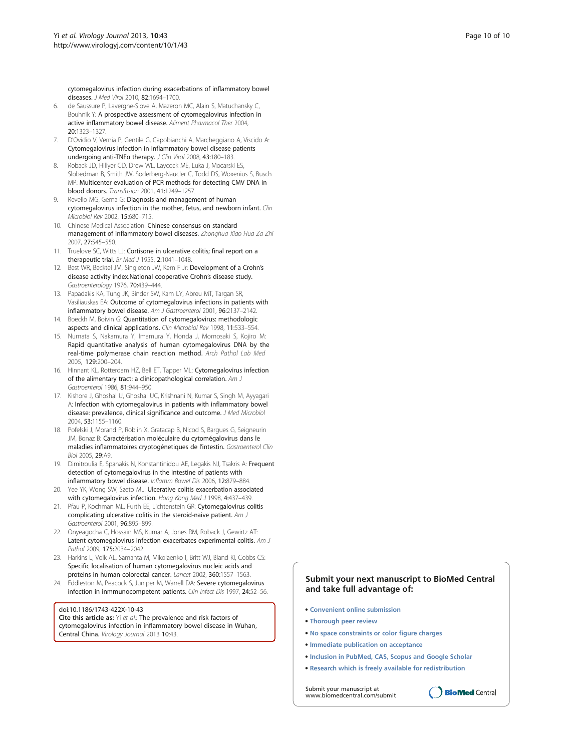cytomegalovirus infection during exacerbations of inflammatory bowel diseases. *J Med Virol* 2010, **82**:1694–1700.

6. de Saussure P, Lavergne-Slove A, Mazeron MC, Alain S, Matuchansky C, Bouhnik Y: A prospective assessment of cytomegalovirus infection in active inflammatory bowel disease. *Aliment Pharmacol Ther* 2004, **20**:1323–1327.
7. D'Ovidio V, Vernia P, Gentile G, Capobianchi A, Marcheggiano A, Viscido A: Cytomegalovirus infection in inflammatory bowel disease patients undergoing anti-TNFα therapy. *J Clin Virol* 2008, **43**:180–183.
8. Roback JD, Hillyer CD, Drew WL, Laycock ME, Luka J, Mocarski ES, Slobedman B, Smith JW, Soderberg-Naucler C, Todd DS, Woxenius S, Busch MP: Multicenter evaluation of PCR methods for detecting CMV DNA in blood donors. *Transfusion* 2001, **41**:1249–1257.
9. Revello MG, Gerna G: Diagnosis and management of human cytomegalovirus infection in the mother, fetus, and newborn infant. *Clin Microbiol Rev* 2002, **15**:680–715.
10. Chinese Medical Association: Chinese consensus on standard management of inflammatory bowel diseases. *Zhonghua Xiao Hua Za Zhi* 2007, **27**:545–550.
11. Truelove SC, Witts LJ: Cortisone in ulcerative colitis; final report on a therapeutic trial. *Br Med J* 1955, **2**:1041–1048.
12. Best WR, Becktel JM, Singleton JW, Kern F Jr: Development of a Crohn's disease activity index.National cooperative Crohn's disease study. *Gastroenterology* 1976, **70**:439–444.
13. Papadakis KA, Tung JK, Binder SW, Kam LY, Abreu MT, Targan SR, Vasiliauskas EA: Outcome of cytomegalovirus infections in patients with inflammatory bowel disease. *Am J Gastroenterol* 2001, **96**:2137–2142.
14. Boeckh M, Boivin G: Quantitation of cytomegalovirus: methodologic aspects and clinical applications. *Clin Microbiol Rev* 1998, **11**:533–554.
15. Numata S, Nakamura Y, Imamura Y, Honda J, Momosaki S, Kojiro M: Rapid quantitative analysis of human cytomegalovirus DNA by the real-time polymerase chain reaction method. *Arch Pathol Lab Med* 2005, **129**:200–204.
16. Hinnant KL, Rotterdam HZ, Bell ET, Tapper ML: Cytomegalovirus infection of the alimentary tract: a clinicopathological correlation. *Am J Gastroenterol* 1986, **81**:944–950.
17. Kishore J, Ghoshal U, Ghoshal UC, Krishnani N, Kumar S, Singh M, Ayyagari A: Infection with cytomegalovirus in patients with inflammatory bowel disease: prevalence, clinical significance and outcome. *J Med Microbiol* 2004, **53**:1155–1160.
18. Pofelski J, Morand P, Roblin X, Gratacap B, Nicod S, Bargues G, Seigneurin JM, Bonaz B: Caractérisation moléculaire du cytomégalovirus dans le maladies inflammatoires cryptogénétiques de l'intestin. *Gastroenterol Clin Biol* 2005, **29**:A9.
19. Dimitroulia E, Spanakis N, Konstantinidou AE, Legakis NJ, Tsakris A: Frequent detection of cytomegalovirus in the intestine of patients with inflammatory bowel disease. *Inflamm Bowel Dis* 2006, **12**:879–884.
20. Yee YK, Wong SW, Szeto ML: Ulcerative colitis exacerbation associated with cytomegalovirus infection. *Hong Kong Med J* 1998, **4**:437–439.
21. Pfau P, Kochman ML, Furth EE, Lichtenstein GR: Cytomegalovirus colitis complicating ulcerative colitis in the steroid-naive patient. *Am J Gastroenterol* 2001, **96**:895–899.
22. Onyeagocha C, Hossain MS, Kumar A, Jones RM, Roback J, Gewirtz AT: Latent cytomegalovirus infection exacerbates experimental colitis. *Am J Pathol* 2009, **175**:2034–2042.
23. Harkins L, Volk AL, Samanta M, Mikolaenko I, Britt WJ, Bland KI, Cobbs CS: Specific localisation of human cytomegalovirus nucleic acids and proteins in human colorectal cancer. *Lancet* 2002, **360**:1557–1563.
24. Eddleston M, Peacock S, Juniper M, Warrell DA: Severe cytomegalovirus infection in inmmunocompetent patients. *Clin Infect Dis* 1997, **24**:52–56.

doi:10.1186/1743-422X-10-43

**Cite this article as:** Yi *et al.*: The prevalence and risk factors of cytomegalovirus infection in inflammatory bowel disease in Wuhan, Central China. *Virology Journal* 2013 **10**:43.

**Submit your next manuscript to BioMed Central and take full advantage of:**

- Convenient online submission
- Thorough peer review
- No space constraints or color figure charges
- Immediate publication on acceptance
- Inclusion in PubMed, CAS, Scopus and Google Scholar
- Research which is freely available for redistribution

Submit your manuscript at www.biomedcentral.com/submit

BioMed Central